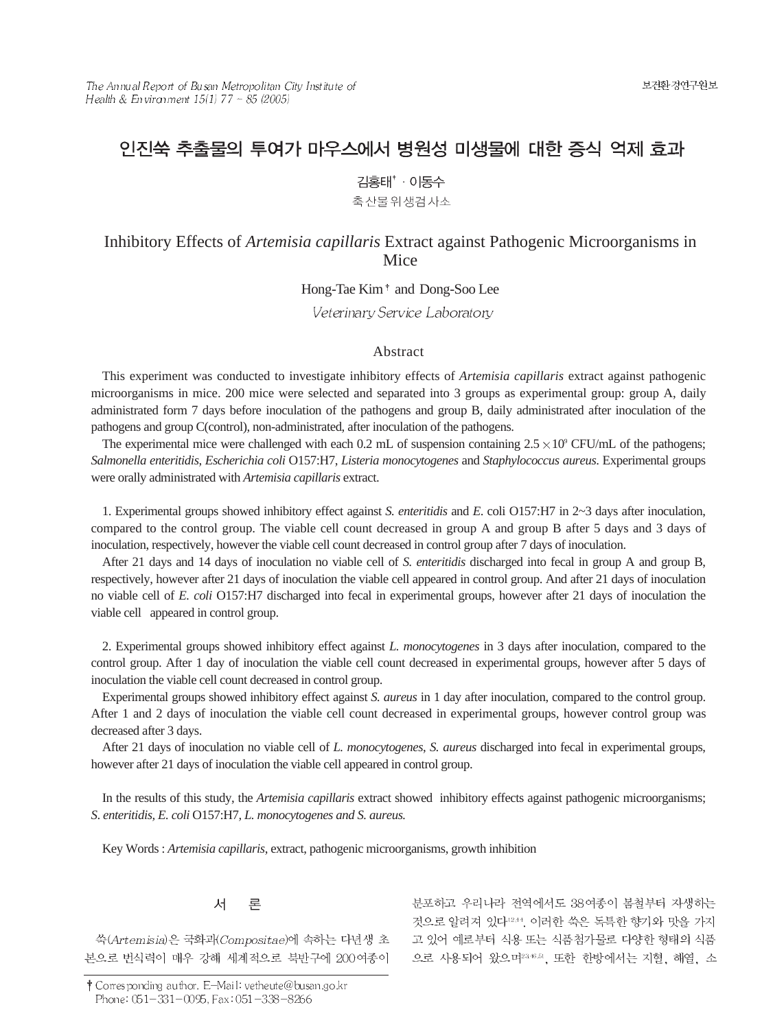# 인진쑥 추출물의 투여가 마우스에서 병원성 미생물에 대한 증식 억제 효과

김홍태† · 이동수

축산물위생검사소

# Inhibitory Effects of *Artemisia capillaris* Extract against Pathogenic Microorganisms in Mice

Hong-Tae Kim† and Dong-Soo Lee

*Veterinary Service Laboratory*

## Abstract

This experiment was conducted to investigate inhibitory effects of *Artemisia capillaris* extract against pathogenic microorganisms in mice. 200 mice were selected and separated into 3 groups as experimental group: group A, daily administrated form 7 days before inoculation of the pathogens and group B, daily administrated after inoculation of the pathogens and group C(control), non-administrated, after inoculation of the pathogens.

The experimental mice were challenged with each 0.2 mL of suspension containing $2.5 \times 10^9$ CFU/mL of the pathogens; *Salmonella enteritidis*, *Escherichia coli* O157:H7, *Listeria monocytogenes* and *Staphylococcus aureus*. Experimental groups were orally administrated with *Artemisia capillaris* extract.

1. Experimental groups showed inhibitory effect against *S. enteritidis* and *E.* coli O157:H7 in 2~3 days after inoculation, compared to the control group. The viable cell count decreased in group A and group B after 5 days and 3 days of inoculation, respectively, however the viable cell count decreased in control group after 7 days of inoculation.

After 21 days and 14 days of inoculation no viable cell of *S. enteritidis* discharged into fecal in group A and group B, respectively, however after 21 days of inoculation the viable cell appeared in control group. And after 21 days of inoculation no viable cell of *E. coli* O157:H7 discharged into fecal in experimental groups, however after 21 days of inoculation the viable cell appeared in control group.

2. Experimental groups showed inhibitory effect against *L. monocytogenes* in 3 days after inoculation, compared to the control group. After 1 day of inoculation the viable cell count decreased in experimental groups, however after 5 days of inoculation the viable cell count decreased in control group.

Experimental groups showed inhibitory effect against *S. aureus* in 1 day after inoculation, compared to the control group. After 1 and 2 days of inoculation the viable cell count decreased in experimental groups, however control group was decreased after 3 days.

After 21 days of inoculation no viable cell of *L. monocytogenes*, *S. aureus* discharged into fecal in experimental groups, however after 21 days of inoculation the viable cell appeared in control group.

In the results of this study, the *Artemisia capillaris* extract showed inhibitory effects against pathogenic microorganisms; *S. enteritidis, E. coli* O157:H7, *L. monocytogenes and S. aureus.*

Key Words : *Artemisia capillaris*, extract, pathogenic microorganisms, growth inhibition

## 서 론

쑥(*Artemisia*)은 국화과(*Compositae*)에 속하는 다년생 초본으로 번식력이 매우 강해 세계적으로 북반구에 200여종이 분포하고 우리나라 전역에서도 38여종이 봄철부터 자생하는 것으로 알려져 있다[12,44]. 이러한 쑥은 독특한 향기와 맛을 가지고 있어 예로부터 식용 또는 식품첨가물로 다양한 형태의 식품으로 사용되어 왔으며[23,46,51], 또한 한방에서는 지혈, 해열, 소

† Corresponding author. E-Mail: vetheute@busan.go.kr
Phone: 051-331-0095, Fax: 051-338-8266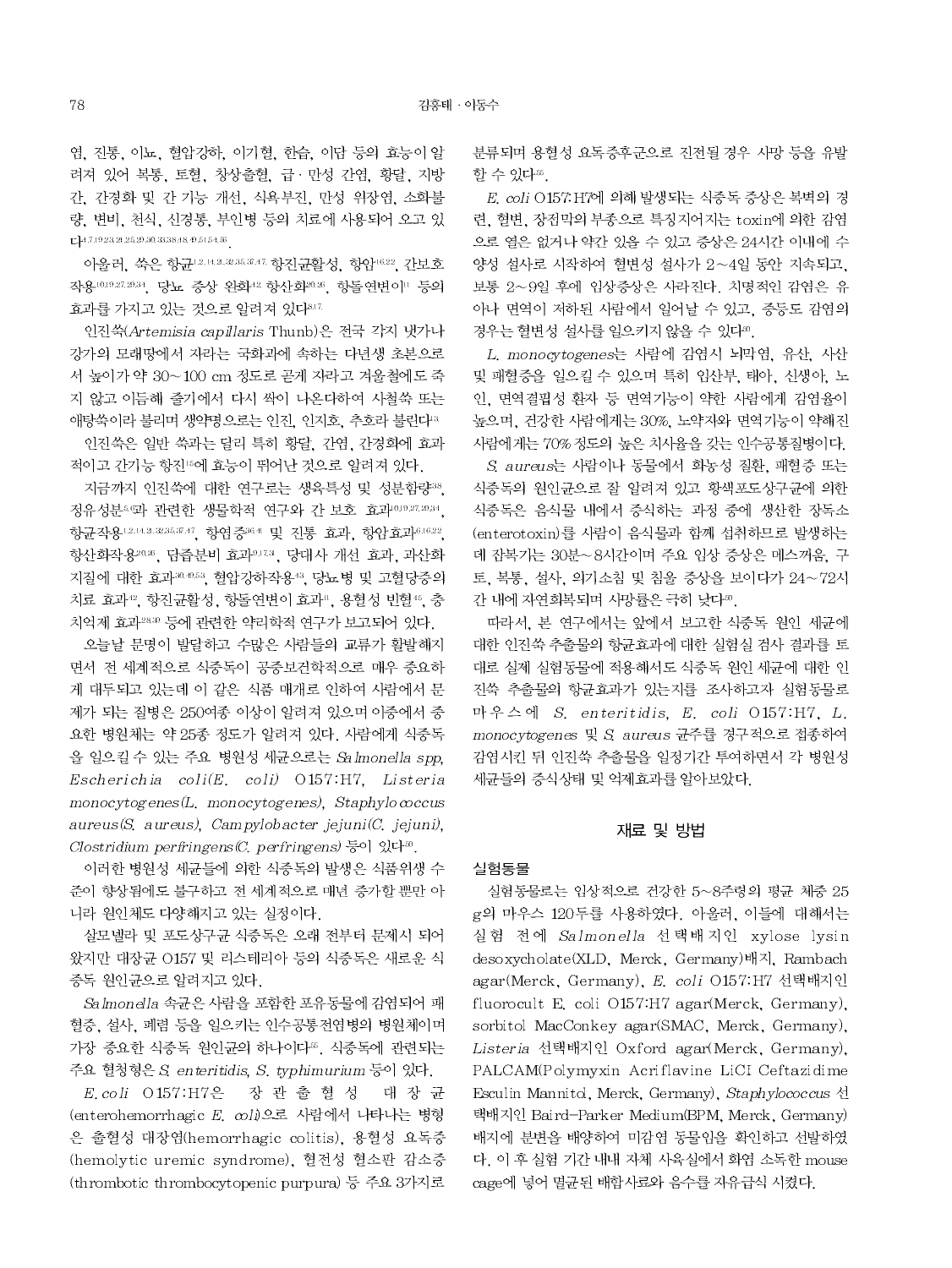염, 진통, 이뇨, 혈압강하, 이기혈, 한습, 이담 등의 효능이 알려져 있어 복통, 토혈, 창상출혈, 급·만성 간염, 황달, 지방간, 간경화 및 간 기능 개선, 식욕부진, 만성 위장염, 소화불량, 변비, 천식, 신경통, 부인병 등의 치료에 사용되어 오고 있다[4,7,19,23,24,25,29,30,33,38,48,49,51,54,56].

아울러, 쑥은 항균[1,2,14,21,32,35,37,47], 항진균활성, 항암[16,22], 간보호작용[10,19,27,29,34], 당뇨 증상 완화[42], 항산화[20,26], 항돌연변이[11] 등의 효과를 가지고 있는 것으로 알려져 있다[8,17].

인진쑥(*Artemisia capillaris* Thunb)은 전국 각지 냇가나 강가의 모래땅에서 자라는 국화과에 속하는 다년생 초본으로서 높이가 약 30~100 cm 정도로 곧게 자라고 겨울철에도 죽지 않고 이듬해 줄기에서 다시 싹이 나온다하여 사철쑥 또는 애탕쑥이라 불리며 생약명으로는 인진, 인지호, 추호라 불린다[13].

인진쑥은 일반 쑥과는 달리 특히 황달, 간염, 간경화에 효과적이고 간기능 항진[15]에 효능이 뛰어난 것으로 알려져 있다.

지금까지 인진쑥에 대한 연구로는 생육특성 및 성분함량[38], 정유성분[5,6]과 관련한 생물학적 연구와 간 보호 효과[10,19,27,29,34], 항균작용[1,2,14,21,32,35,37,47], 항염증[36,41] 및 진통 효과, 항암효과[6,16,22], 항산화작용[20,26], 담즙분비 효과[9,17,31], 당대사 개선 효과, 과산화지질에 대한 효과[30,49,53], 혈압강하작용[43], 당뇨병 및 고혈당증의 치료 효과[42], 항진균활성, 항돌연변이 효과[11], 용혈성 빈혈[45], 충치억제 효과[28,39] 등에 관련한 약리학적 연구가 보고되어 있다.

오늘날 문명이 발달하고 수많은 사람들의 교류가 활발해지면서 전 세계적으로 식중독이 공중보건학적으로 매우 중요하게 대두되고 있는데 이 같은 식품 매개로 인하여 사람에서 문제가 되는 질병은 250여종 이상이 알려져 있으며 이중에서 중요한 병원체는 약 25종 정도가 알려져 있다. 사람에게 식중독을 일으킬 수 있는 주요 병원성 세균으로는 *Salmonella spp*, *Escherichia coli*(*E. coli*) O157:H7, *Listeria monocytogenes*(*L. monocytogenes*), *Staphylococcus aureus*(*S. aureus*), *Campylobacter jejuni*(*C. jejuni*), *Clostridium perfringens*(*C. perfringens*) 등이 있다[50].

이러한 병원성 세균들에 의한 식중독의 발생은 식품위생 수준이 향상됨에도 불구하고 전 세계적으로 매년 증가할 뿐만 아니라 원인체도 다양해지고 있는 실정이다.

살모넬라 및 포도상구균 식중독은 오래 전부터 문제시 되어 왔지만 대장균 O157 및 리스테리아 등의 식중독은 새로운 식중독 원인균으로 알려지고 있다.

*Salmonella* 속균은 사람을 포함한 포유동물에 감염되어 패혈증, 설사, 폐렴 등을 일으키는 인수공통전염병의 병원체이며 가장 중요한 식중독 원인균의 하나이다[55]. 식중독에 관련되는 주요 혈청형은 *S. enteritidis*, *S. typhimurium* 등이 있다.

*E. coli* O157:H7은 장관출혈성 대장균(enterohemorrhagic *E. coli*)으로 사람에서 나타나는 병형은 출혈성 대장염(hemorrhagic colitis), 용혈성 요독증(hemolytic uremic syndrome), 혈전성 혈소판 감소증(thrombotic thrombocytopenic purpura) 등 주요 3가지로 분류되며 용혈성 요독증후군으로 진전될 경우 사망 등을 유발할 수 있다[55].

*E. coli* O157:H7에 의해 발생되는 식중독 증상은 복벽의 경련, 혈변, 장점막의 부종으로 특징지어지는 toxin에 의한 감염으로 열은 없거나 약간 있을 수 있고 증상은 24시간 이내에 수양성 설사로 시작하여 혈변성 설사가 2~4일 동안 지속되고, 보통 2~9일 후에 임상증상은 사라진다. 치명적인 감염은 유아나 면역이 저하된 사람에서 일어날 수 있고, 중등도 감염의 경우는 혈변성 설사를 일으키지 않을 수 있다[50].

*L. monocytogenes*는 사람에 감염시 뇌막염, 유산, 사산 및 패혈증을 일으킬 수 있으며 특히 임산부, 태아, 신생아, 노인, 면역결핍성 환자 등 면역기능이 약한 사람에게 감염율이 높으며, 건강한 사람에게는 30%, 노약자와 면역기능이 약해진 사람에게는 70% 정도의 높은 치사율을 갖는 인수공통질병이다.

*S. aureus*는 사람이나 동물에서 화농성 질환, 패혈증 또는 식중독의 원인균으로 잘 알려져 있고 황색포도상구균에 의한 식중독은 음식물 내에서 증식하는 과정 중에 생산한 장독소(enterotoxin)를 사람이 음식물과 함께 섭취하므로 발생하는데 잠복기는 30분~8시간이며 주요 임상 증상은 메스꺼움, 구토, 복통, 설사, 의기소침 및 침울 증상을 보이다가 24~72시간 내에 자연회복되며 사망률은 극히 낮다[50].

따라서, 본 연구에서는 앞에서 보고한 식중독 원인 세균에 대한 인진쑥 추출물의 항균효과에 대한 실험실 검사 결과를 토대로 실제 실험동물에 적용해서도 식중독 원인 세균에 대한 인진쑥 추출물의 항균효과가 있는지를 조사하고자 실험동물로 마우스에 *S. enteritidis*, *E. coli* O157:H7, *L. monocytogenes* 및 *S. aureus* 균주를 경구적으로 접종하여 감염시킨 뒤 인진쑥 추출물을 일정기간 투여하면서 각 병원성 세균들의 증식상태 및 억제효과를 알아보았다.

## 재료 및 방법

### 실험동물

실험동물로는 임상적으로 건강한 5~8주령의 평균 체중 25 g의 마우스 120두를 사용하였다. 아울러, 이들에 대해서는 실험 전에 *Salmonella* 선택배지인 xylose lysin desoxycholate(XLD, Merck, Germany)배지, Rambach agar(Merck, Germany), *E. coli* O157:H7 선택배지인 fluorocult E. coli O157:H7 agar(Merck, Germany), sorbitol MacConkey agar(SMAC, Merck, Germany), *Listeria* 선택배지인 Oxford agar(Merck, Germany), PALCAM(Polymyxin Acriflavine LiCl Ceftazidime Esculin Mannitol, Merck, Germany), *Staphylococcus* 선택배지인 Baird-Parker Medium(BPM, Merck, Germany) 배지에 분변을 배양하여 미감염 동물임을 확인하고 선발하였다. 이 후 실험 기간 내내 자체 사육실에서 화염 소독한 mouse cage에 넣어 멸균된 배합사료와 음수를 자유급식 시켰다.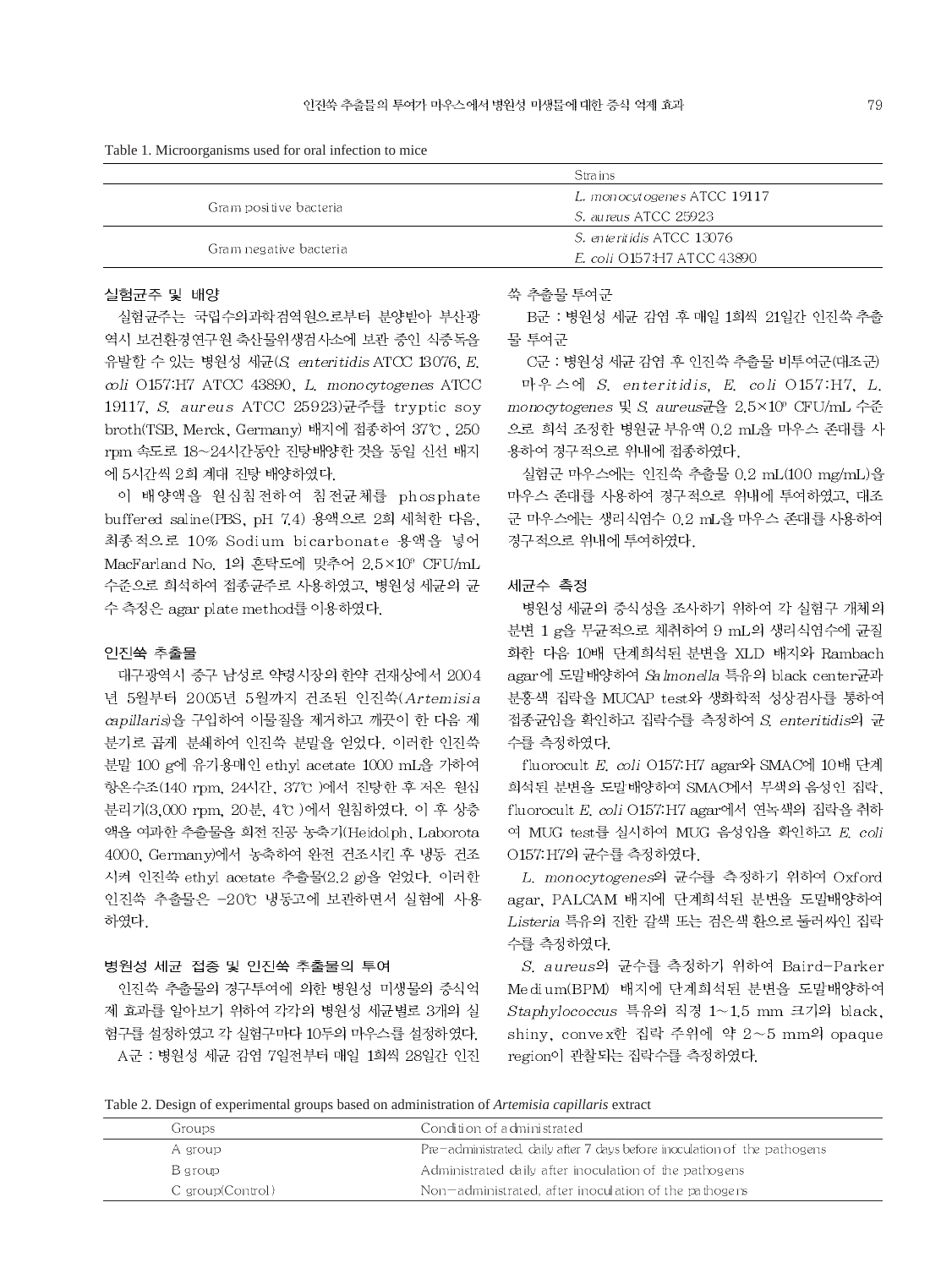Table 1. Microorganisms used for oral infection to mice

| | Strains |
|---|---|
| Gram positive bacteria | *L. monocytogenes* ATCC 19117 |
| | *S. aureus* ATCC 25923 |
| Gram negative bacteria | *S. enteritidis* ATCC 13076 |
| | *E. coli* O157:H7 ATCC 43890 |

### 실험균주 및 배양

실험균주는 국립수의과학검역원으로부터 분양받아 부산광역시 보건환경연구원 축산물위생검사소에 보관 중인 식중독을 유발할 수 있는 병원성 세균(*S. enteritidis* ATCC 13076, *E. coli* O157:H7 ATCC 43890, *L. monocytogenes* ATCC 19117, *S. aureus* ATCC 25923)균주를 tryptic soy broth(TSB, Merck, Germany) 배지에 접종하여 37℃, 250 rpm 속도로 18~24시간동안 진탕배양한 것을 동일 신선 배지에 5시간씩 2회 계대 진탕 배양하였다.

이 배양액을 원심침전하여 침전균체를 phosphate buffered saline(PBS, pH 7.4) 용액으로 2회 세척한 다음, 최종적으로 10% Sodium bicarbonate 용액을 넣어 MacFarland No. 1의 혼탁도에 맞추어 $2.5 \times 10^{9}$ CFU/mL 수준으로 희석하여 접종균주로 사용하였고, 병원성 세균의 균수 측정은 agar plate method를 이용하였다.

### 인진쑥 추출물

대구광역시 중구 남성로 약령시장의 한약 건재상에서 2004년 5월부터 2005년 5월까지 건조된 인진쑥(*Artemisia capillaris*)을 구입하여 이물질을 제거하고 깨끗이 한 다음 제분기로 곱게 분쇄하여 인진쑥 분말을 얻었다. 이러한 인진쑥 분말 100 g에 유기용매인 ethyl acetate 1000 mL을 가하여 항온수조(140 rpm, 24시간, 37℃)에서 진탕한 후 저온 원심분리기(3,000 rpm, 20분, 4℃)에서 원침하였다. 이 후 상층액을 여과한 추출물을 회전 진공 농축기(Heidolph, Laborota 4000, Germany)에서 농축하여 완전 건조시킨 후 냉동 건조시켜 인진쑥 ethyl acetate 추출물(2.2 g)을 얻었다. 이러한 인진쑥 추출물은 −20℃ 냉동고에 보관하면서 실험에 사용하였다.

### 병원성 세균 접종 및 인진쑥 추출물의 투여

인진쑥 추출물의 경구투여에 의한 병원성 미생물의 증식억제 효과를 알아보기 위하여 각각의 병원성 세균별로 3개의 실험구를 설정하였고 각 실험구마다 10두의 마우스를 설정하였다.

A군 : 병원성 세균 감염 7일전부터 매일 1회씩 28일간 인진쑥 추출물 투여군

B군 : 병원성 세균 감염 후 매일 1회씩 21일간 인진쑥 추출물 투여군

C군 : 병원성 세균 감염 후 인진쑥 추출물 비투여군(대조군)

마우스에 *S. enteritidis*, *E. coli* O157:H7, *L. monocytogenes* 및 *S. aureus*균을 $2.5 \times 10^{9}$ CFU/mL 수준으로 희석 조정한 병원균 부유액 0.2 mL을 마우스 존대를 사용하여 경구적으로 위내에 접종하였다.

실험군 마우스에는 인진쑥 추출물 0.2 mL(100 mg/mL)을 마우스 존대를 사용하여 경구적으로 위내에 투여하였고, 대조군 마우스에는 생리식염수 0.2 mL을 마우스 존대를 사용하여 경구적으로 위내에 투여하였다.

### 세균수 측정

병원성 세균의 증식성을 조사하기 위하여 각 실험구 개체의 분변 1 g을 무균적으로 채취하여 9 mL의 생리식염수에 균질화한 다음 10배 단계희석된 분변을 XLD 배지와 Rambach agar에 도말배양하여 *Salmonella* 특유의 black center균과 분홍색 집락을 MUCAP test와 생화학적 성상검사를 통하여 접종균임을 확인하고 집락수를 측정하여 *S. enteritidis*의 균수를 측정하였다.

fluorocult *E. coli* O157:H7 agar와 SMAC에 10배 단계 희석된 분변을 도말배양하여 SMAC에서 무색의 음성인 집락, fluorocult *E. coli* O157:H7 agar에서 연녹색의 집락을 취하여 MUG test를 실시하여 MUG 음성임을 확인하고 *E. coli* O157:H7의 균수를 측정하였다.

*L. monocytogenes*의 균수를 측정하기 위하여 Oxford agar, PALCAM 배지에 단계희석된 분변을 도말배양하여 *Listeria* 특유의 진한 갈색 또는 검은색 환으로 둘러싸인 집락수를 측정하였다.

*S. aureus*의 균수를 측정하기 위하여 Baird-Parker Medium(BPM) 배지에 단계희석된 분변을 도말배양하여 *Staphylococcus* 특유의 직경 1~1.5 mm 크기의 black, shiny, convex한 집락 주위에 약 2~5 mm의 opaque region이 관찰되는 집락수를 측정하였다.

Table 2. Design of experimental groups based on administration of *Artemisia capillaris* extract

| Groups | Condition of administrated |
|---|---|
| A group | Pre-administrated, daily after 7 days before inoculation of the pathogens |
| B group | Administrated daily after inoculation of the pathogens |
| C group(Control) | Non-administrated, after inoculation of the pathogens |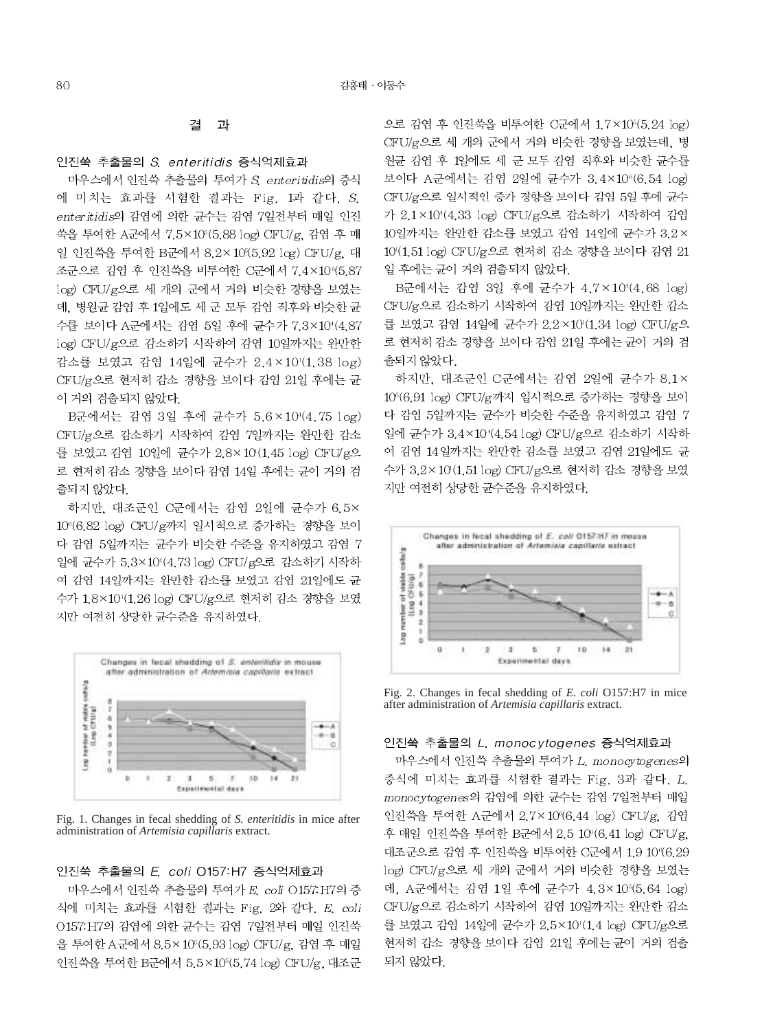## 결 과

### 인진쑥 추출물의 *S. enteritidis* 증식억제효과

마우스에서 인진쑥 추출물의 투여가 *S. enteritidis*의 증식에 미치는 효과를 시험한 결과는 Fig. 1과 같다. *S. enteritidis*의 감염에 의한 균수는 감염 7일전부터 매일 인진쑥을 투여한 A군에서 $7.5\times10^5$(5.88 log) CFU/g, 감염 후 매일 인진쑥을 투여한 B군에서 $8.2\times10^5$(5.92 log) CFU/g, 대조군으로 감염 후 인진쑥을 비투여한 C군에서 $7.4\times10^5$(5.87 log) CFU/g으로 세 개의 군에서 거의 비슷한 경향을 보였는데, 병원균 감염 후 1일에도 세 군 모두 감염 직후와 비슷한 균수를 보이다 A군에서는 감염 5일 후에 균수가 $7.3\times10^4$(4.87 log) CFU/g으로 감소하기 시작하여 감염 10일까지는 완만한 감소를 보였고 감염 14일에 균수가 $2.4\times10^1$(1.38 log) CFU/g으로 현저히 감소 경향을 보이다 감염 21일 후에는 균이 거의 검출되지 않았다.

B군에서는 감염 3일 후에 균수가 $5.6\times10^4$(4.75 log) CFU/g으로 감소하기 시작하여 감염 7일까지는 완만한 감소를 보였고 감염 10일에 균수가 $2.8\times10^1$(1.45 log) CFU/g으로 현저히 감소 경향을 보이다 감염 14일 후에는 균이 거의 검출되지 않았다.

하지만, 대조군인 C군에서는 감염 2일에 균수가 $6.5\times10^6$(6.82 log) CFU/g까지 일시적으로 증가하는 경향을 보이다 감염 5일까지는 균수가 비슷한 수준을 유지하였고 감염 7일에 균수가 $5.3\times10^4$(4.73 log) CFU/g으로 감소하기 시작하여 감염 14일까지는 완만한 감소를 보였고 감염 21일에도 균수가 $1.8\times10^1$(1.26 log) CFU/g으로 현저히 감소 경향을 보였지만 여전히 상당한 균수준을 유지하였다.

Fig. 1. Changes in fecal shedding of *S. enteritidis* in mice after administration of *Artemisia capillaris* extract.

### 인진쑥 추출물의 *E. coli* O157:H7 증식억제효과

마우스에서 인진쑥 추출물의 투여가 *E. coli* O157:H7의 증식에 미치는 효과를 시험한 결과는 Fig. 2와 같다. *E. coli* O157:H7의 감염에 의한 균수는 감염 7일전부터 매일 인진쑥을 투여한 A군에서 $8.5\times10^5$(5.93 log) CFU/g, 감염 후 매일 인진쑥을 투여한 B군에서 $5.5\times10^5$(5.74 log) CFU/g, 대조군으로 감염 후 인진쑥을 비투여한 C군에서 $1.7\times10^5$(5.24 log) CFU/g으로 세 개의 군에서 거의 비슷한 경향을 보였는데, 병원균 감염 후 1일에도 세 군 모두 감염 직후와 비슷한 균수를 보이다 A군에서는 감염 2일에 균수가 $3.4\times10^6$(6.54 log) CFU/g으로 일시적인 증가 경향을 보이다 감염 5일 후에 균수가 $2.1\times10^4$(4.33 log) CFU/g으로 감소하기 시작하여 감염 10일까지는 완만한 감소를 보였고 감염 14일에 균수가 $3.2\times10^1$(1.51 log) CFU/g으로 현저히 감소 경향을 보이다 감염 21일 후에는 균이 거의 검출되지 않았다.

B군에서는 감염 3일 후에 균수가 $4.7\times10^4$(4.68 log) CFU/g으로 감소하기 시작하여 감염 10일까지는 완만한 감소를 보였고 감염 14일에 균수가 $2.2\times10^1$(1.34 log) CFU/g으로 현저히 감소 경향을 보이다 감염 21일 후에는 균이 거의 검출되지 않았다.

하지만, 대조군인 C군에서는 감염 2일에 균수가 $8.1\times10^6$(6.91 log) CFU/g까지 일시적으로 증가하는 경향을 보이다 감염 5일까지는 균수가 비슷한 수준을 유지하였고 감염 7일에 균수가 $3.4\times10^4$(4.54 log) CFU/g으로 감소하기 시작하여 감염 14일까지는 완만한 감소를 보였고 감염 21일에도 균수가 $3.2\times10^1$(1.51 log) CFU/g으로 현저히 감소 경향을 보였지만 여전히 상당한 균수준을 유지하였다.

Fig. 2. Changes in fecal shedding of *E. coli* O157:H7 in mice after administration of *Artemisia capillaris* extract.

### 인진쑥 추출물의 *L. monocytogenes* 증식억제효과

마우스에서 인진쑥 추출물의 투여가 *L. monocytogenes*의 증식에 미치는 효과를 시험한 결과는 Fig. 3과 같다. *L. monocytogenes*의 감염에 의한 균수는 감염 7일전부터 매일 인진쑥을 투여한 A군에서 $2.7\times10^6$(6.44 log) CFU/g, 감염 후 매일 인진쑥을 투여한 B군에서 2.5 $10^6$(6.41 log) CFU/g, 대조군으로 감염 후 인진쑥을 비투여한 C군에서 1.9 $10^6$(6.29 log) CFU/g으로 세 개의 군에서 거의 비슷한 경향을 보였는데, A군에서는 감염 1일 후에 균수가 $4.3\times10^5$(5.64 log) CFU/g으로 감소하기 시작하여 감염 10일까지는 완만한 감소를 보였고 감염 14일에 균수가 $2.5\times10^1$(1.4 log) CFU/g으로 현저히 감소 경향을 보이다 감염 21일 후에는 균이 거의 검출되지 않았다.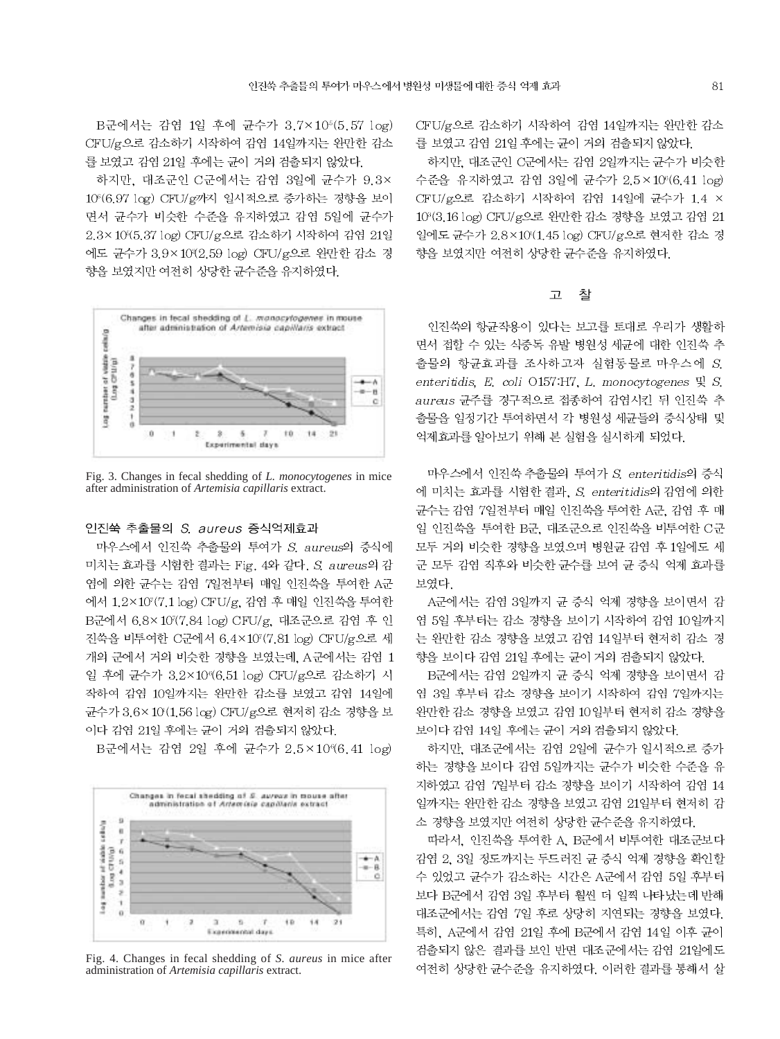B군에서는 감염 1일 후에 균수가 $3.7\times10^5$(5.57 log) CFU/g으로 감소하기 시작하여 감염 14일까지는 완만한 감소를 보였고 감염 21일 후에는 균이 거의 검출되지 않았다.

하지만, 대조군인 C군에서는 감염 3일에 균수가 $9.3\times10^6$(6.97 log) CFU/g까지 일시적으로 증가하는 경향을 보이면서 균수가 비슷한 수준을 유지하였고 감염 5일에 균수가 $2.3\times10^5$(5.37 log) CFU/g으로 감소하기 시작하여 감염 21일에도 균수가 $3.9\times10^2$(2.59 log) CFU/g으로 완만한 감소 경향을 보였지만 여전히 상당한 균수준을 유지하였다.

Fig. 3. Changes in fecal shedding of *L. monocytogenes* in mice after administration of *Artemisia capillaris* extract.

### 인진쑥 추출물의 *S. aureus* 증식억제효과

마우스에서 인진쑥 추출물의 투여가 *S. aureus*의 증식에 미치는 효과를 시험한 결과는 Fig. 4와 같다. *S. aureus*의 감염에 의한 균수는 감염 7일전부터 매일 인진쑥을 투여한 A군에서 $1.2\times10^7$(7.1 log) CFU/g, 감염 후 매일 인진쑥을 투여한 B군에서 $6.8\times10^7$(7.84 log) CFU/g, 대조군으로 감염 후 인진쑥을 비투여한 C군에서 $6.4\times10^7$(7.81 log) CFU/g으로 세 개의 군에서 거의 비슷한 경향을 보였는데, A군에서는 감염 1일 후에 균수가 $3.2\times10^6$(6.51 log) CFU/g으로 감소하기 시작하여 감염 10일까지는 완만한 감소를 보였고 감염 14일에 균수가 $3.6\times10^1$(1.56 log) CFU/g으로 현저히 감소 경향을 보이다 감염 21일 후에는 균이 거의 검출되지 않았다.

B군에서는 감염 2일 후에 균수가 $2.5\times10^6$(6.41 log) CFU/g으로 감소하기 시작하여 감염 14일까지는 완만한 감소를 보였고 감염 21일 후에는 균이 거의 검출되지 않았다.

하지만, 대조군인 C군에서는 감염 2일까지는 균수가 비슷한 수준을 유지하였고 감염 3일에 균수가 $2.5\times10^6$(6.41 log) CFU/g으로 감소하기 시작하여 감염 14일에 균수가 $1.4\times10^3$(3.16 log) CFU/g으로 완만한 감소 경향을 보였고 감염 21일에도 균수가 $2.8\times10^1$(1.45 log) CFU/g으로 현저한 감소 경향을 보였지만 여전히 상당한 균수준을 유지하였다.

Fig. 4. Changes in fecal shedding of *S. aureus* in mice after administration of *Artemisia capillaris* extract.

## 고 찰

인진쑥의 항균작용이 있다는 보고를 토대로 우리가 생활하면서 접할 수 있는 식중독 유발 병원성 세균에 대한 인진쑥 추출물의 항균효과를 조사하고자 실험동물로 마우스에 *S. enteritidis*, *E. coli* O157:H7, *L. monocytogenes* 및 *S. aureus* 균주를 경구적으로 접종하여 감염시킨 뒤 인진쑥 추출물을 일정기간 투여하면서 각 병원성 세균들의 증식상태 및 억제효과를 알아보기 위해 본 실험을 실시하게 되었다.

마우스에서 인진쑥 추출물의 투여가 *S. enteritidis*의 증식에 미치는 효과를 시험한 결과, *S. enteritidis*의 감염에 의한 균수는 감염 7일전부터 매일 인진쑥을 투여한 A군, 감염 후 매일 인진쑥을 투여한 B군, 대조군으로 인진쑥을 비투여한 C군 모두 거의 비슷한 경향을 보였으며 병원균 감염 후 1일에도 세 군 모두 감염 직후와 비슷한 균수를 보여 균 증식 억제 효과를 보였다.

A군에서는 감염 3일까지 균 증식 억제 경향을 보이면서 감염 5일 후부터는 감소 경향을 보이기 시작하여 감염 10일까지는 완만한 감소 경향을 보였고 감염 14일부터 현저히 감소 경향을 보이다 감염 21일 후에는 균이 거의 검출되지 않았다.

B군에서는 감염 2일까지 균 증식 억제 경향을 보이면서 감염 3일 후부터 감소 경향을 보이기 시작하여 감염 7일까지는 완만한 감소 경향을 보였고 감염 10일부터 현저히 감소 경향을 보이다 감염 14일 후에는 균이 거의 검출되지 않았다.

하지만, 대조군에서는 감염 2일에 균수가 일시적으로 증가하는 경향을 보이다 감염 5일까지는 균수가 비슷한 수준을 유지하였고 감염 7일부터 감소 경향을 보이기 시작하여 감염 14일까지는 완만한 감소 경향을 보였고 감염 21일부터 현저히 감소 경향을 보였지만 여전히 상당한 균수준을 유지하였다.

따라서, 인진쑥을 투여한 A, B군에서 비투여한 대조군보다 감염 2, 3일 정도까지는 두드러진 균 증식 억제 경향을 확인할 수 있었고 균수가 감소하는 시간은 A군에서 감염 5일 후부터 보다 B군에서 감염 3일 후부터 훨씬 더 일찍 나타났는데 반해 대조군에서는 감염 7일 후로 상당히 지연되는 경향을 보였다. 특히, A군에서 감염 21일 후에 B군에서 감염 14일 이후 균이 검출되지 않은 결과를 보인 반면 대조군에서는 감염 21일에도 여전히 상당한 균수준을 유지하였다. 이러한 결과를 통해서 살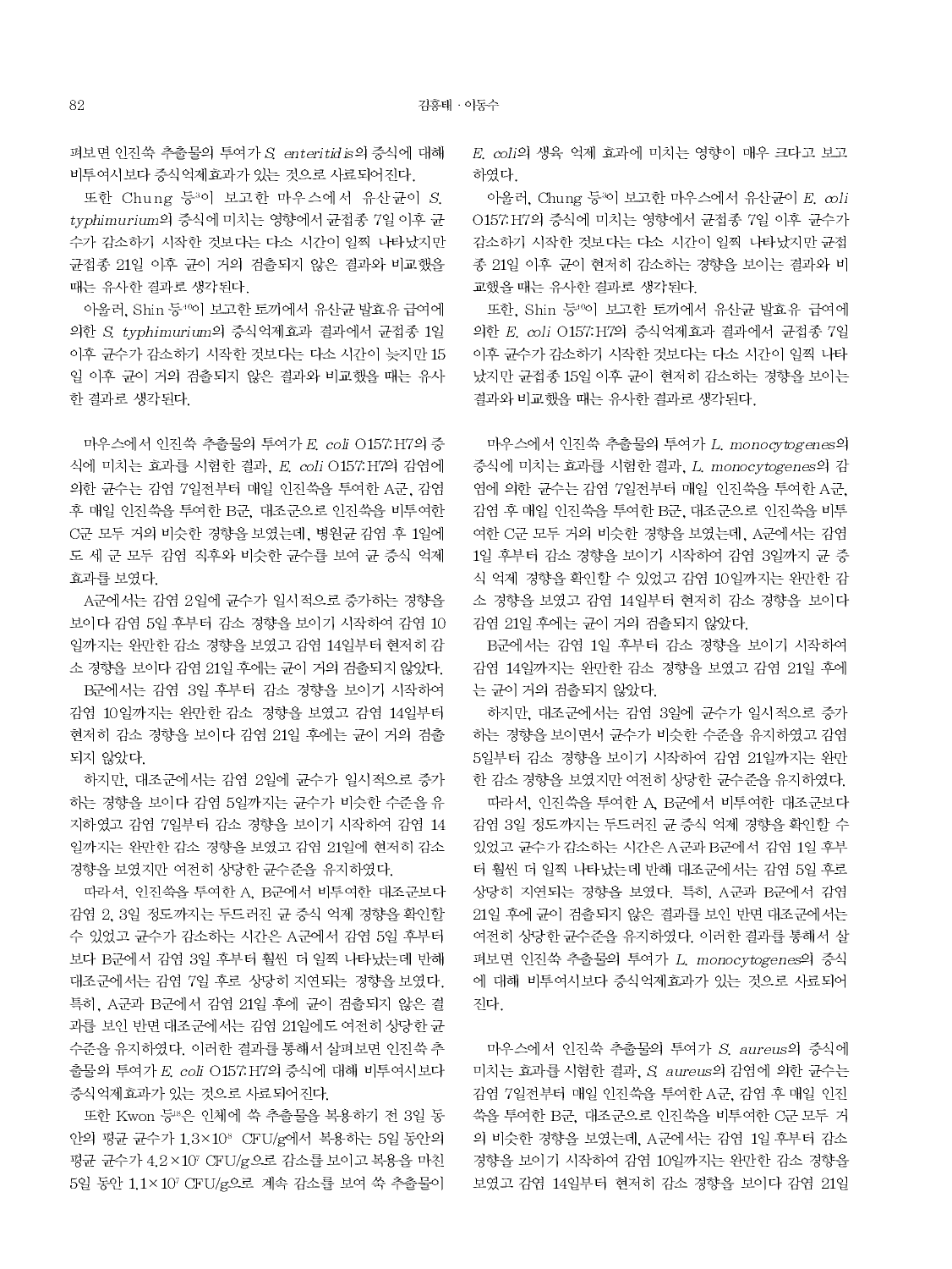펴보면 인진쑥 추출물의 투여가 *S. enteritidis*의 증식에 대해 비투여시보다 증식억제효과가 있는 것으로 사료되어진다.

또한 Chung 등[3]이 보고한 마우스에서 유산균이 *S. typhimurium*의 증식에 미치는 영향에서 균접종 7일 이후 균수가 감소하기 시작한 것보다는 다소 시간이 일찍 나타났지만 균접종 21일 이후 균이 거의 검출되지 않은 결과와 비교했을 때는 유사한 결과로 생각된다.

아울러, Shin 등[40]이 보고한 토끼에서 유산균 발효유 급여에 의한 *S. typhimurium*의 증식억제효과 결과에서 균접종 1일 이후 균수가 감소하기 시작한 것보다는 다소 시간이 늦지만 15일 이후 균이 거의 검출되지 않은 결과와 비교했을 때는 유사한 결과로 생각된다.

마우스에서 인진쑥 추출물의 투여가 *E. coli* O157:H7의 증식에 미치는 효과를 시험한 결과, *E. coli* O157:H7의 감염에 의한 균수는 감염 7일전부터 매일 인진쑥을 투여한 A군, 감염 후 매일 인진쑥을 투여한 B군, 대조군으로 인진쑥을 비투여한 C군 모두 거의 비슷한 경향을 보였는데, 병원균 감염 후 1일에도 세 군 모두 감염 직후와 비슷한 균수를 보여 균 증식 억제 효과를 보였다.

A군에서는 감염 2일에 균수가 일시적으로 증가하는 경향을 보이다 감염 5일 후부터 감소 경향을 보이기 시작하여 감염 10일까지는 완만한 감소 경향을 보였고 감염 14일부터 현저히 감소 경향을 보이다 감염 21일 후에는 균이 거의 검출되지 않았다.

B군에서는 감염 3일 후부터 감소 경향을 보이기 시작하여 감염 10일까지는 완만한 감소 경향을 보였고 감염 14일부터 현저히 감소 경향을 보이다 감염 21일 후에는 균이 거의 검출되지 않았다.

하지만, 대조군에서는 감염 2일에 균수가 일시적으로 증가하는 경향을 보이다 감염 5일까지는 균수가 비슷한 수준을 유지하였고 감염 7일부터 감소 경향을 보이기 시작하여 감염 14일까지는 완만한 감소 경향을 보였고 감염 21일에 현저히 감소 경향을 보였지만 여전히 상당한 균수준을 유지하였다.

따라서, 인진쑥을 투여한 A, B군에서 비투여한 대조군보다 감염 2, 3일 정도까지는 두드러진 균 증식 억제 경향을 확인할 수 있었고 균수가 감소하는 시간은 A군에서 감염 5일 후부터보다 B군에서 감염 3일 후부터 훨씬 더 일찍 나타났는데 반해 대조군에서는 감염 7일 후로 상당히 지연되는 경향을 보였다. 특히, A군과 B군에서 감염 21일 후에 균이 검출되지 않은 결과를 보인 반면 대조군에서는 감염 21일에도 여전히 상당한 균수준을 유지하였다. 이러한 결과를 통해서 살펴보면 인진쑥 추출물의 투여가 *E. coli* O157:H7의 증식에 대해 비투여시보다 증식억제효과가 있는 것으로 사료되어진다.

또한 Kwon 등[18]은 인체에 쑥 추출물을 복용하기 전 3일 동안의 평균 균수가 $1.3 \times 10^8$ CFU/g에서 복용하는 5일 동안의 평균 균수가 $4.2 \times 10^7$ CFU/g으로 감소를 보이고 복용을 마친 5일 동안 $1.1 \times 10^7$ CFU/g으로 계속 감소를 보여 쑥 추출물이 *E. coli*의 생육 억제 효과에 미치는 영향이 매우 크다고 보고하였다.

아울러, Chung 등[3]이 보고한 마우스에서 유산균이 *E. coli* O157:H7의 증식에 미치는 영향에서 균접종 7일 이후 균수가 감소하기 시작한 것보다는 다소 시간이 일찍 나타났지만 균접종 21일 이후 균이 현저히 감소하는 경향을 보이는 결과와 비교했을 때는 유사한 결과로 생각된다.

또한, Shin 등[40]이 보고한 토끼에서 유산균 발효유 급여에 의한 *E. coli* O157:H7의 증식억제효과 결과에서 균접종 7일 이후 균수가 감소하기 시작한 것보다는 다소 시간이 일찍 나타났지만 균접종 15일 이후 균이 현저히 감소하는 경향을 보이는 결과와 비교했을 때는 유사한 결과로 생각된다.

마우스에서 인진쑥 추출물의 투여가 *L. monocytogenes*의 증식에 미치는 효과를 시험한 결과, *L. monocytogenes*의 감염에 의한 균수는 감염 7일전부터 매일 인진쑥을 투여한 A군, 감염 후 매일 인진쑥을 투여한 B군, 대조군으로 인진쑥을 비투여한 C군 모두 거의 비슷한 경향을 보였는데, A군에서는 감염 1일 후부터 감소 경향을 보이기 시작하여 감염 3일까지 균 증식 억제 경향을 확인할 수 있었고 감염 10일까지는 완만한 감소 경향을 보였고 감염 14일부터 현저히 감소 경향을 보이다 감염 21일 후에는 균이 거의 검출되지 않았다.

B군에서는 감염 1일 후부터 감소 경향을 보이기 시작하여 감염 14일까지는 완만한 감소 경향을 보였고 감염 21일 후에는 균이 거의 검출되지 않았다.

하지만, 대조군에서는 감염 3일에 균수가 일시적으로 증가하는 경향을 보이면서 균수가 비슷한 수준을 유지하였고 감염 5일부터 감소 경향을 보이기 시작하여 감염 21일까지는 완만한 감소 경향을 보였지만 여전히 상당한 균수준을 유지하였다.

따라서, 인진쑥을 투여한 A, B군에서 비투여한 대조군보다 감염 3일 정도까지는 두드러진 균 증식 억제 경향을 확인할 수 있었고 균수가 감소하는 시간은 A군과 B군에서 감염 1일 후부터 훨씬 더 일찍 나타났는데 반해 대조군에서는 감염 5일 후로 상당히 지연되는 경향을 보였다. 특히, A군과 B군에서 감염 21일 후에 균이 검출되지 않은 결과를 보인 반면 대조군에서는 여전히 상당한 균수준을 유지하였다. 이러한 결과를 통해서 살펴보면 인진쑥 추출물의 투여가 *L. monocytogenes*의 증식에 대해 비투여시보다 증식억제효과가 있는 것으로 사료되어진다.

마우스에서 인진쑥 추출물의 투여가 *S. aureus*의 증식에 미치는 효과를 시험한 결과, *S. aureus*의 감염에 의한 균수는 감염 7일전부터 매일 인진쑥을 투여한 A군, 감염 후 매일 인진쑥을 투여한 B군, 대조군으로 인진쑥을 비투여한 C군 모두 거의 비슷한 경향을 보였는데, A군에서는 감염 1일 후부터 감소 경향을 보이기 시작하여 감염 10일까지는 완만한 감소 경향을 보였고 감염 14일부터 현저히 감소 경향을 보이다 감염 21일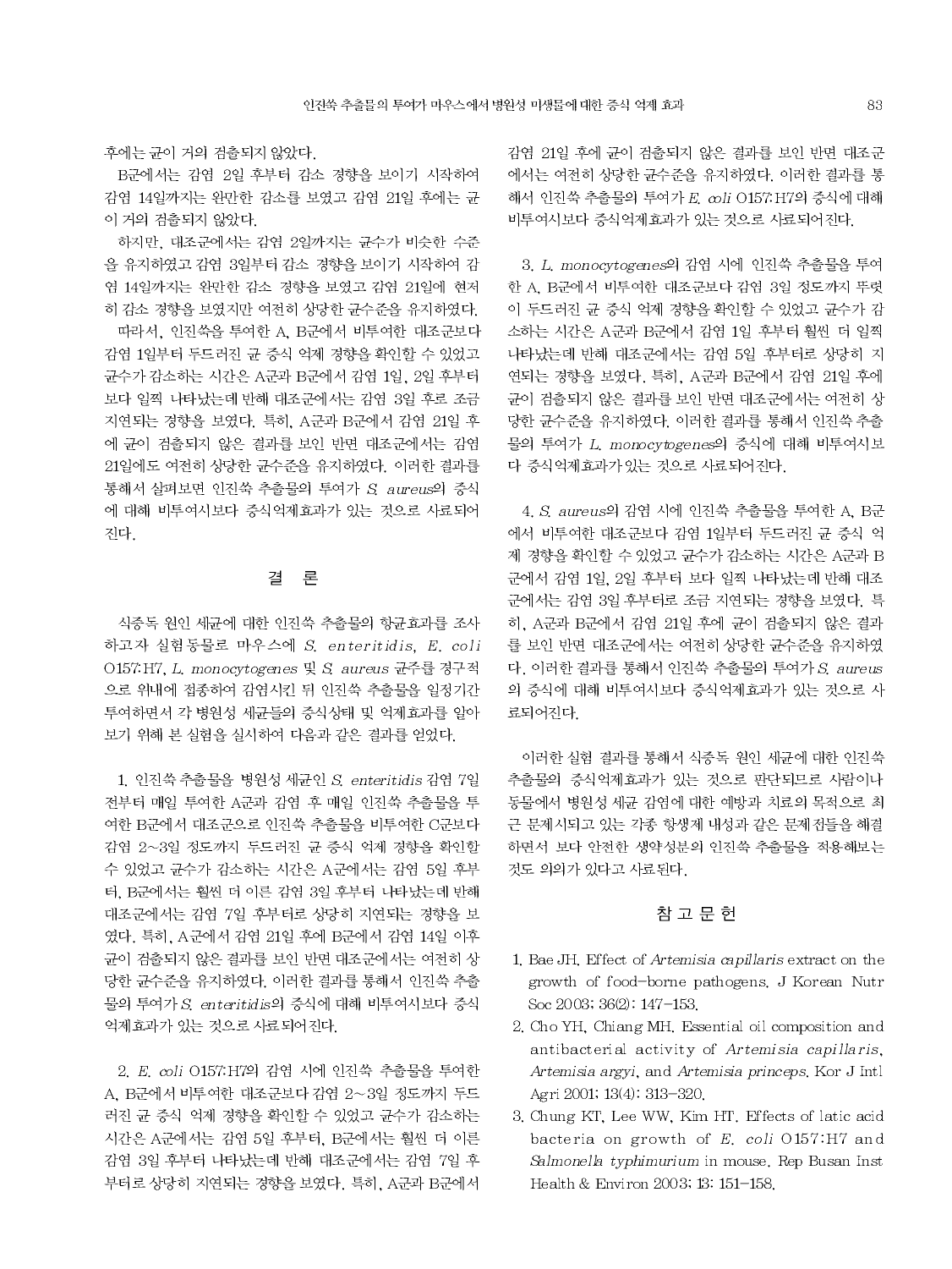후에는 균이 거의 검출되지 않았다.

B군에서는 감염 2일 후부터 감소 경향을 보이기 시작하여 감염 14일까지는 완만한 감소를 보였고 감염 21일 후에는 균이 거의 검출되지 않았다.

하지만, 대조군에서는 감염 2일까지는 균수가 비슷한 수준을 유지하였고 감염 3일부터 감소 경향을 보이기 시작하여 감염 14일까지는 완만한 감소 경향을 보였고 감염 21일에 현저히 감소 경향을 보였지만 여전히 상당한 균수준을 유지하였다.

따라서, 인진쑥을 투여한 A, B군에서 비투여한 대조군보다 감염 1일부터 두드러진 균 증식 억제 경향을 확인할 수 있었고 균수가 감소하는 시간은 A군과 B군에서 감염 1일, 2일 후부터 보다 일찍 나타났는데 반해 대조군에서는 감염 3일 후로 조금 지연되는 경향을 보였다. 특히, A군과 B군에서 감염 21일 후에 균이 검출되지 않은 결과를 보인 반면 대조군에서는 감염 21일에도 여전히 상당한 균수준을 유지하였다. 이러한 결과를 통해서 살펴보면 인진쑥 추출물의 투여가 *S. aureus*의 증식에 대해 비투여시보다 증식억제효과가 있는 것으로 사료되어진다.

## 결 론

식중독 원인 세균에 대한 인진쑥 추출물의 항균효과를 조사하고자 실험동물로 마우스에 *S. enteritidis*, *E. coli* O157:H7, *L. monocytogenes* 및 *S. aureus* 균주를 경구적으로 위내에 접종하여 감염시킨 뒤 인진쑥 추출물을 일정기간 투여하면서 각 병원성 세균들의 증식상태 및 억제효과를 알아보기 위해 본 실험을 실시하여 다음과 같은 결과를 얻었다.

1. 인진쑥 추출물을 병원성 세균인 *S. enteritidis* 감염 7일 전부터 매일 투여한 A군과 감염 후 매일 인진쑥 추출물을 투여한 B군에서 대조군으로 인진쑥 추출물을 비투여한 C군보다 감염 2~3일 정도까지 두드러진 균 증식 억제 경향을 확인할 수 있었고 균수가 감소하는 시간은 A군에서는 감염 5일 후부터, B군에서는 훨씬 더 이른 감염 3일 후부터 나타났는데 반해 대조군에서는 감염 7일 후부터로 상당히 지연되는 경향을 보였다. 특히, A군에서 감염 21일 후에 B군에서 감염 14일 이후 균이 검출되지 않은 결과를 보인 반면 대조군에서는 여전히 상당한 균수준을 유지하였다. 이러한 결과를 통해서 인진쑥 추출물의 투여가 *S. enteritidis*의 증식에 대해 비투여시보다 증식억제효과가 있는 것으로 사료되어진다.

2. *E. coli* O157:H7의 감염 시에 인진쑥 추출물을 투여한 A, B군에서 비투여한 대조군보다 감염 2~3일 정도까지 두드러진 균 증식 억제 경향을 확인할 수 있었고 균수가 감소하는 시간은 A군에서는 감염 5일 후부터, B군에서는 훨씬 더 이른 감염 3일 후부터 나타났는데 반해 대조군에서는 감염 7일 후부터로 상당히 지연되는 경향을 보였다. 특히, A군과 B군에서 감염 21일 후에 균이 검출되지 않은 결과를 보인 반면 대조군에서는 여전히 상당한 균수준을 유지하였다. 이러한 결과를 통해서 인진쑥 추출물의 투여가 *E. coli* O157:H7의 증식에 대해 비투여시보다 증식억제효과가 있는 것으로 사료되어진다.

3. *L. monocytogenes*의 감염 시에 인진쑥 추출물을 투여한 A, B군에서 비투여한 대조군보다 감염 3일 정도까지 뚜렷이 두드러진 균 증식 억제 경향을 확인할 수 있었고 균수가 감소하는 시간은 A군과 B군에서 감염 1일 후부터 훨씬 더 일찍 나타났는데 반해 대조군에서는 감염 5일 후부터로 상당히 지연되는 경향을 보였다. 특히, A군과 B군에서 감염 21일 후에 균이 검출되지 않은 결과를 보인 반면 대조군에서는 여전히 상당한 균수준을 유지하였다. 이러한 결과를 통해서 인진쑥 추출물의 투여가 *L. monocytogenes*의 증식에 대해 비투여시보다 증식억제효과가 있는 것으로 사료되어진다.

4. *S. aureus*의 감염 시에 인진쑥 추출물을 투여한 A, B군에서 비투여한 대조군보다 감염 1일부터 두드러진 균 증식 억제 경향을 확인할 수 있었고 균수가 감소하는 시간은 A군과 B군에서 감염 1일, 2일 후부터 보다 일찍 나타났는데 반해 대조군에서는 감염 3일 후부터로 조금 지연되는 경향을 보였다. 특히, A군과 B군에서 감염 21일 후에 균이 검출되지 않은 결과를 보인 반면 대조군에서는 여전히 상당한 균수준을 유지하였다. 이러한 결과를 통해서 인진쑥 추출물의 투여가 *S. aureus*의 증식에 대해 비투여시보다 증식억제효과가 있는 것으로 사료되어진다.

이러한 실험 결과를 통해서 식중독 원인 세균에 대한 인진쑥 추출물의 증식억제효과가 있는 것으로 판단되므로 사람이나 동물에서 병원성 세균 감염에 대한 예방과 치료의 목적으로 최근 문제시되고 있는 각종 항생제 내성과 같은 문제점들을 해결하면서 보다 안전한 생약성분의 인진쑥 추출물을 적용해보는 것도 의의가 있다고 사료된다.

## 참 고 문 헌

1. Bae JH. Effect of *Artemisia capillaris* extract on the growth of food-borne pathogens. J Korean Nutr Soc 2003; 36(2): 147-153.
2. Cho YH, Chiang MH. Essential oil composition and antibacterial activity of *Artemisia capillaris*, *Artemisia argyi*, and *Artemisia princeps*. Kor J Intl Agri 2001; 13(4): 313-320.
3. Chung KT, Lee WW, Kim HT. Effects of latic acid bacteria on growth of *E. coli* O157:H7 and *Salmonella typhimurium* in mouse. Rep Busan Inst Health & Environ 2003; 13: 151-158.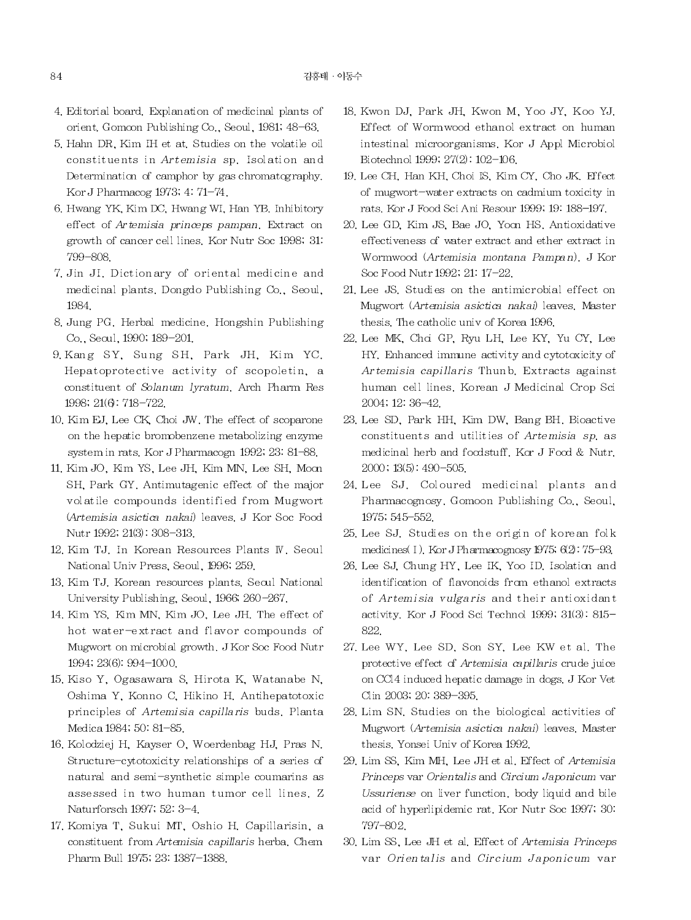4. Editorial board. Explanation of medicinal plants of orient. Gomoon Publishing Co., Seoul, 1981; 48–63.
5. Hahn DR, Kim IH et at. Studies on the volatile oil constituents in *Artemisia* sp. Isolation and Determination of camphor by gas chromatography. Kor J Pharmacog 1973; 4: 71–74.
6. Hwang YK, Kim DC, Hwang WI, Han YB. Inhibitory effect of *Artemisia princeps pampan*. Extract on growth of cancer cell lines. Kor Nutr Soc 1998; 31: 799–808.
7. Jin JI. Dictionary of oriental medicine and medicinal plants. Dongdo Publishing Co., Seoul, 1984.
8. Jung PG. Herbal medicine. Hongshin Publishing Co., Seoul, 1990; 189–201.
9. Kang SY, Sung SH, Park JH, Kim YC. Hepatoprotective activity of scopoletin, a constituent of *Solanum lyratum*. Arch Pharm Res 1998; 21(6): 718–722.
10. Kim EJ, Lee CK, Choi JW. The effect of scoparone on the hepatic bromobenzene metabolizing enzyme system in rats. Kor J Pharmacogn 1992; 23: 81–88.
11. Kim JO, Kim YS, Lee JH, Kim MN, Lee SH, Moon SH, Park GY. Antimutagenic effect of the major volatile compounds identified from Mugwort (*Artemisia asictica nakai*) leaves. J Kor Soc Food Nutr 1992; 21(3): 308–313.
12. Kim TJ. In Korean Resources Plants IV. Seoul National Univ Press, Seoul, 1996; 259.
13. Kim TJ. Korean resources plants. Seoul National University Publishing, Seoul, 1966; 260–267.
14. Kim YS, Kim MN, Kim JO, Lee JH. The effect of hot water-extract and flavor compounds of Mugwort on microbial growth. J Kor Soc Food Nutr 1994; 23(6): 994–1000.
15. Kiso Y, Ogasawara S, Hirota K, Watanabe N, Oshima Y, Konno C, Hikino H. Antihepatotoxic principles of *Artemisia capillaris* buds. Planta Medica 1984; 50: 81–85.
16. Kolodziej H, Kayser O, Woerdenbag HJ, Pras N. Structure-cytotoxicity relationships of a series of natural and semi-synthetic simple coumarins as assessed in two human tumor cell lines. Z Naturforsch 1997; 52: 3–4.
17. Komiya T, Sukui MT, Oshio H. Capillarisin, a constituent from *Artemisia capillaris* herba. Chem Pharm Bull 1975; 23: 1387–1388.
18. Kwon DJ, Park JH, Kwon M, Yoo JY, Koo YJ. Effect of Wormwood ethanol extract on human intestinal microorganisms. Kor J Appl Microbiol Biotechnol 1999; 27(2): 102–106.
19. Lee CH, Han KH, Choi IS, Kim CY, Cho JK. Effect of mugwort-water extracts on cadmium toxicity in rats. Kor J Food Sci Ani Resour 1999; 19: 188–197.
20. Lee GD, Kim JS, Bae JO, Yoon HS. Antioxidative effectiveness of water extract and ether extract in Wormwood (*Artemisia montana Pampan*). J Kor Soc Food Nutr 1992; 21: 17–22.
21. Lee JS. Studies on the antimicrobial effect on Mugwort (*Artemisia asictica nakai*) leaves. Master thesis. The catholic univ of Korea 1996.
22. Lee MK, Choi GP, Ryu LH, Lee KY, Yu CY, Lee HY. Enhanced immune activity and cytotoxicity of *Artemisia capillaris* Thunb. Extracts against human cell lines. Korean J Medicinal Crop Sci 2004; 12: 36–42.
23. Lee SD, Park HH, Kim DW, Bang BH. Bioactive constituents and utilities of *Artemisia sp.* as medicinal herb and foodstuff. Kor J Food & Nutr. 2000; 13(5): 490–505.
24. Lee SJ. Coloured medicinal plants and Pharmacognosy. Gomoon Publishing Co., Seoul, 1975; 545–552.
25. Lee SJ. Studies on the origin of korean folk medicines(I). Kor J Pharmacognosy 1975; 6(2): 75–93.
26. Lee SJ, Chung HY, Lee IK, Yoo ID. Isolation and identification of flavonoids from ethanol extracts of *Artemisia vulgaris* and their antioxidant activity. Kor J Food Sci Technol 1999; 31(3): 815–822.
27. Lee WY, Lee SD, Son SY, Lee KW et al. The protective effect of *Artemisia capillaris* crude juice on $CCl_4$ induced hepatic damage in dogs. J Kor Vet Clin 2003; 20: 389–395.
28. Lim SN. Studies on the biological activities of Mugwort (*Artemisia asictica nakai*) leaves. Master thesis. Yonsei Univ of Korea 1992.
29. Lim SS, Kim MH, Lee JH et al. Effect of *Artemisia Princeps* var *Orientalis* and *Circium Japonicum* var *Ussuriense* on liver function, body liquid and bile acid of hyperlipidemic rat. Kor Nutr Soc 1997; 30: 797–802.
30. Lim SS, Lee JH et al. Effect of *Artemisia Princeps* var *Orientalis* and *Circium Japonicum* var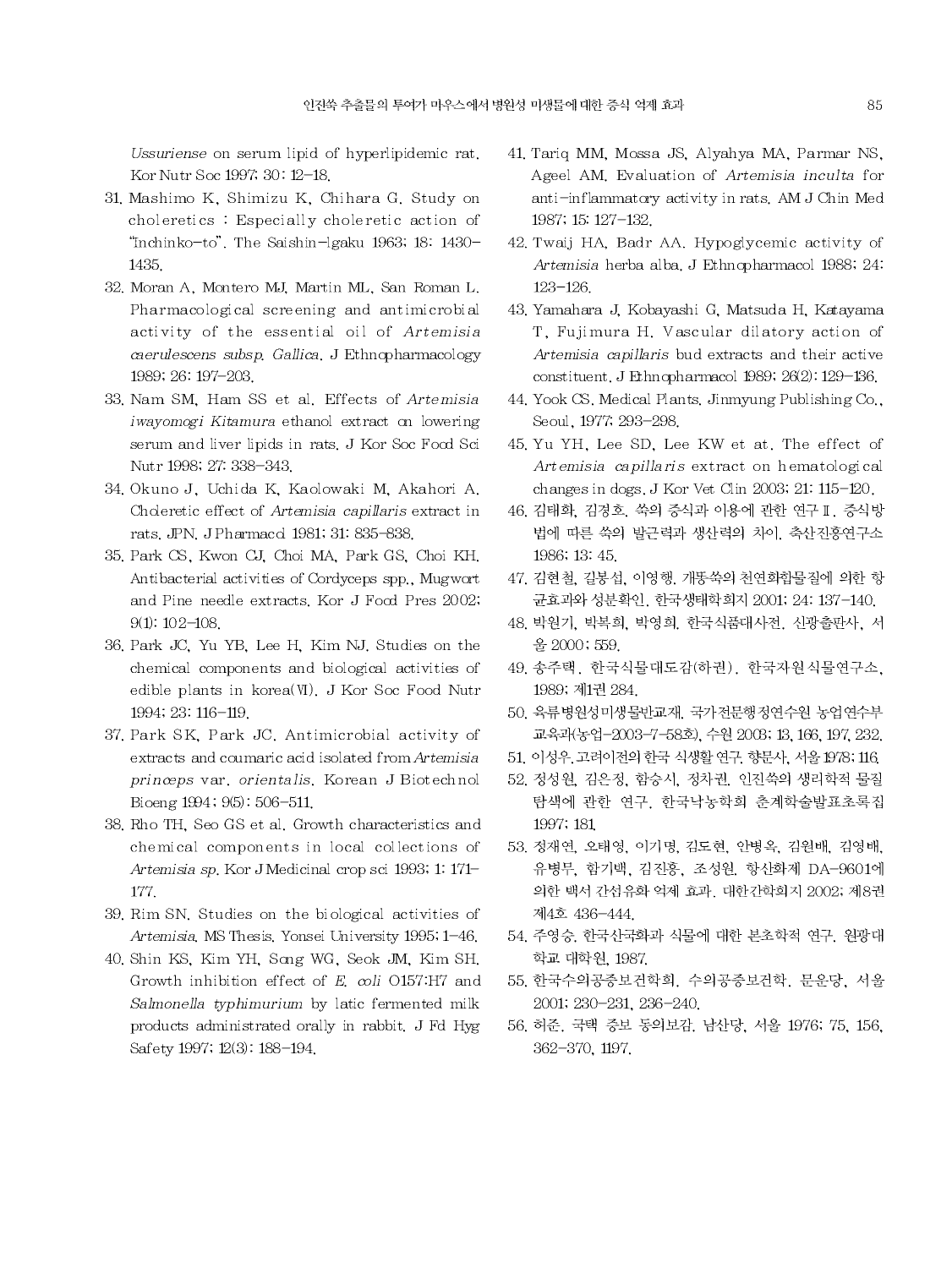*Ussuriense* on serum lipid of hyperlipidemic rat. Kor Nutr Soc 1997; 30: 12-18.

31. Mashimo K, Shimizu K, Chihara G. Study on choleretics : Especially choleretic action of "Inchinko-to". The Saishin-Igaku 1963; 18: 1430-1435.
32. Moran A, Montero MJ, Martin ML, San Roman L. Pharmacological screening and antimicrobial activity of the essential oil of *Artemisia caerulescens subsp. Gallica*. J Ethnopharmacology 1989; 26: 197-203.
33. Nam SM, Ham SS et al. Effects of *Artemisia iwayomogi Kitamura* ethanol extract on lowering serum and liver lipids in rats. J Kor Soc Food Sci Nutr 1998; 27: 338-343.
34. Okuno J, Uchida K, Kaolowaki M, Akahori A. Choleretic effect of *Artemisia capillaris* extract in rats. JPN. J Pharmacol 1981; 31: 835-838.
35. Park CS, Kwon CJ, Choi MA, Park GS, Choi KH. Antibacterial activities of Cordyceps spp., Mugwort and Pine needle extracts. Kor J Food Pres 2002; 9(1): 102-108.
36. Park JC, Yu YB, Lee H, Kim NJ. Studies on the chemical components and biological activities of edible plants in korea(Ⅵ). J Kor Soc Food Nutr 1994; 23: 116-119.
37. Park SK, Park JC. Antimicrobial activity of extracts and coumaric acid isolated from *Artemisia princeps* var. *orientalis*. Korean J Biotechnol Bioeng 1994; 9(5): 506-511.
38. Rho TH, Seo GS et al. Growth characteristics and chemical components in local collections of *Artemisia sp.* Kor J Medicinal crop sci 1993; 1: 171-177.
39. Rim SN. Studies on the biological activities of *Artemisia*. MS Thesis. Yonsei University 1995; 1-46.
40. Shin KS, Kim YH, Song WG, Seok JM, Kim SH. Growth inhibition effect of *E. coli* O157:H7 and *Salmonella typhimurium* by latic fermented milk products administrated orally in rabbit. J Fd Hyg Safety 1997; 12(3): 188-194.
41. Tariq MM, Mossa JS, Alyahya MA, Parmar NS, Ageel AM. Evaluation of *Artemisia inculta* for anti-inflammatory activity in rats. AM J Chin Med 1987; 15: 127-132.
42. Twaij HA, Badr AA. Hypoglycemic activity of *Artemisia* herba alba. J Ethnopharmacol 1988; 24: 123-126.
43. Yamahara J, Kobayashi G, Matsuda H, Katayama T, Fujimura H. Vascular dilatory action of *Artemisia capillaris* bud extracts and their active constituent. J Ethnopharmacol 1989; 26(2): 129-136.
44. Yook CS. Medical Plants. Jinmyung Publishing Co., Seoul, 1977; 293-298.
45. Yu YH, Lee SD, Lee KW et at. The effect of *Artemisia capillaris* extract on hematological changes in dogs. J Kor Vet Clin 2003; 21: 115-120.
46. 김태화, 김경호. 쑥의 증식과 이용에 관한 연구Ⅱ. 증식방법에 따른 쑥의 발근력과 생산력의 차이. 축산진흥연구소 1986; 13: 45.
47. 김현철, 길봉섭, 이영행. 개똥쑥의 천연화합물질에 의한 항균효과와 성분확인. 한국생태학회지 2001; 24: 137-140.
48. 박원기, 박복희, 박영희. 한국식품대사전. 신광출판사, 서울 2000; 559.
49. 송주택. 한국식물대도감(하권). 한국자원식물연구소, 1989; 제1권 284.
50. 육류병원성미생물반교재. 국가전문행정연수원 농업연수부 교육과(농업-2003-7-58호), 수원 2003; 13, 166, 197, 232.
51. 이성우. 고려이전의 한국 식생활 연구. 향문사, 서울 1978; 116.
52. 정성원, 김은정, 함승시, 정차권. 인진쑥의 생리학적 물질탐색에 관한 연구. 한국낙농학회 춘계학술발표초록집 1997; 181.
53. 정재연, 오태영, 이기명, 김도현, 안병옥, 김원배, 김영배, 유병무, 함기백, 김진홍, 조성원. 항산화제 DA-9601에 의한 백서 간섬유화 억제 효과. 대한간학회지 2002; 제8권 제4호 436-444.
54. 주영승. 한국산국화과 식물에 대한 본초학적 연구. 원광대학교 대학원, 1987.
55. 한국수의공중보건학회. 수의공중보건학. 문운당, 서울 2001; 230-231, 236-240.
56. 허준. 국택 증보 동의보감. 남산당, 서울 1976; 75, 156, 362-370, 1197.